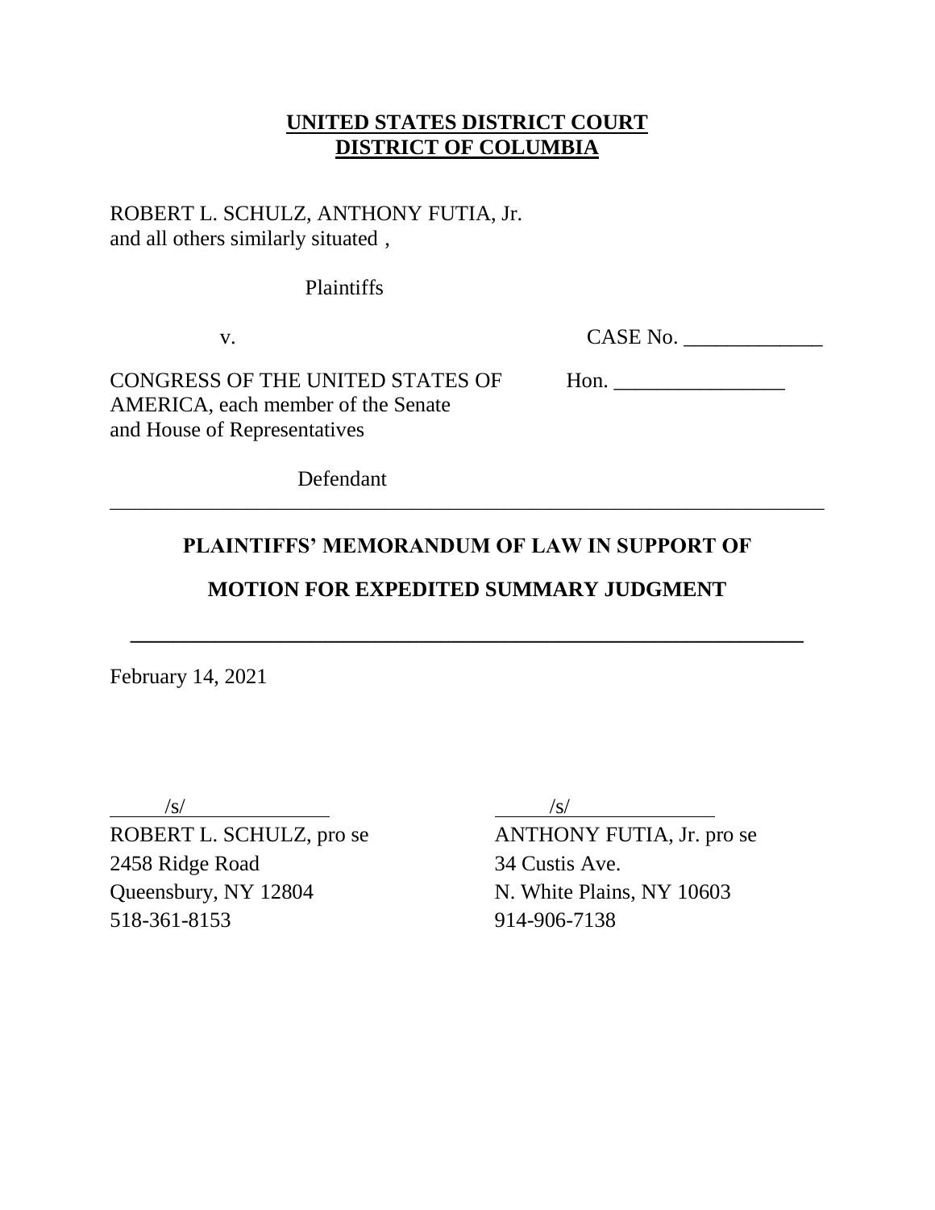**UNITED STATES DISTRICT COURT**
**DISTRICT OF COLUMBIA**

ROBERT L. SCHULZ, ANTHONY FUTIA, Jr.
and all others similarly situated ,

Plaintiffs

v. CASE No. _____________

CONGRESS OF THE UNITED STATES OF AMERICA, each member of the Senate and House of Representatives

Hon. ________________

Defendant

---

**PLAINTIFFS' MEMORANDUM OF LAW IN SUPPORT OF**

**MOTION FOR EXPEDITED SUMMARY JUDGMENT**

---

February 14, 2021

/s/
ROBERT L. SCHULZ, pro se
2458 Ridge Road
Queensbury, NY 12804
518-361-8153

/s/
ANTHONY FUTIA, Jr. pro se
34 Custis Ave.
N. White Plains, NY 10603
914-906-7138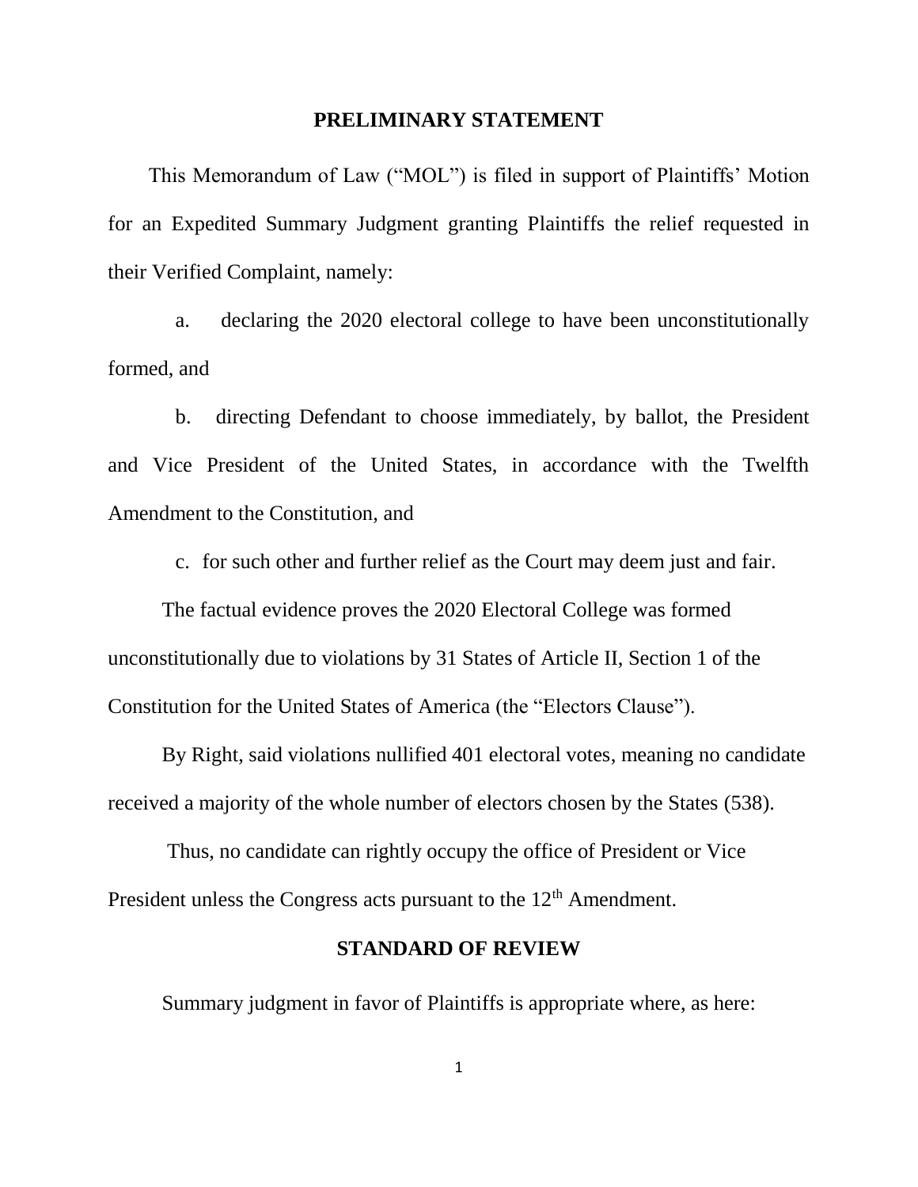## PRELIMINARY STATEMENT

This Memorandum of Law ("MOL") is filed in support of Plaintiffs' Motion for an Expedited Summary Judgment granting Plaintiffs the relief requested in their Verified Complaint, namely:

a. declaring the 2020 electoral college to have been unconstitutionally formed, and

b. directing Defendant to choose immediately, by ballot, the President and Vice President of the United States, in accordance with the Twelfth Amendment to the Constitution, and

c. for such other and further relief as the Court may deem just and fair.

The factual evidence proves the 2020 Electoral College was formed unconstitutionally due to violations by 31 States of Article II, Section 1 of the Constitution for the United States of America (the "Electors Clause").

By Right, said violations nullified 401 electoral votes, meaning no candidate received a majority of the whole number of electors chosen by the States (538).

Thus, no candidate can rightly occupy the office of President or Vice President unless the Congress acts pursuant to the 12th Amendment.

## STANDARD OF REVIEW

Summary judgment in favor of Plaintiffs is appropriate where, as here: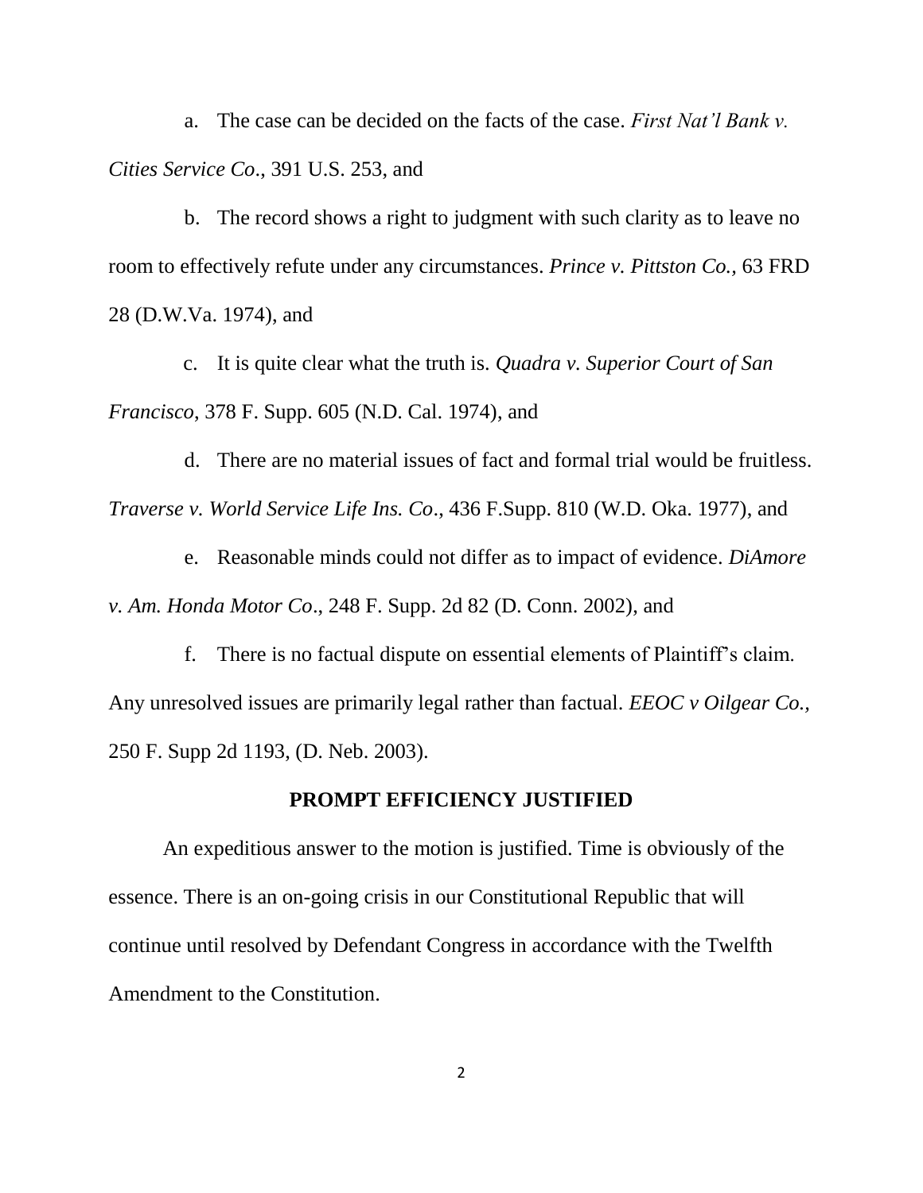a. The case can be decided on the facts of the case. *First Nat'l Bank v. Cities Service Co*., 391 U.S. 253, and

b. The record shows a right to judgment with such clarity as to leave no room to effectively refute under any circumstances. *Prince v. Pittston Co.,* 63 FRD 28 (D.W.Va. 1974), and

c. It is quite clear what the truth is. *Quadra v. Superior Court of San Francisco*, 378 F. Supp. 605 (N.D. Cal. 1974), and

d. There are no material issues of fact and formal trial would be fruitless. *Traverse v. World Service Life Ins. Co*., 436 F.Supp. 810 (W.D. Oka. 1977), and

e. Reasonable minds could not differ as to impact of evidence. *DiAmore v. Am. Honda Motor Co*., 248 F. Supp. 2d 82 (D. Conn. 2002), and

f. There is no factual dispute on essential elements of Plaintiff's claim. Any unresolved issues are primarily legal rather than factual. *EEOC v Oilgear Co.,* 250 F. Supp 2d 1193, (D. Neb. 2003).

## PROMPT EFFICIENCY JUSTIFIED

An expeditious answer to the motion is justified. Time is obviously of the essence. There is an on-going crisis in our Constitutional Republic that will continue until resolved by Defendant Congress in accordance with the Twelfth Amendment to the Constitution.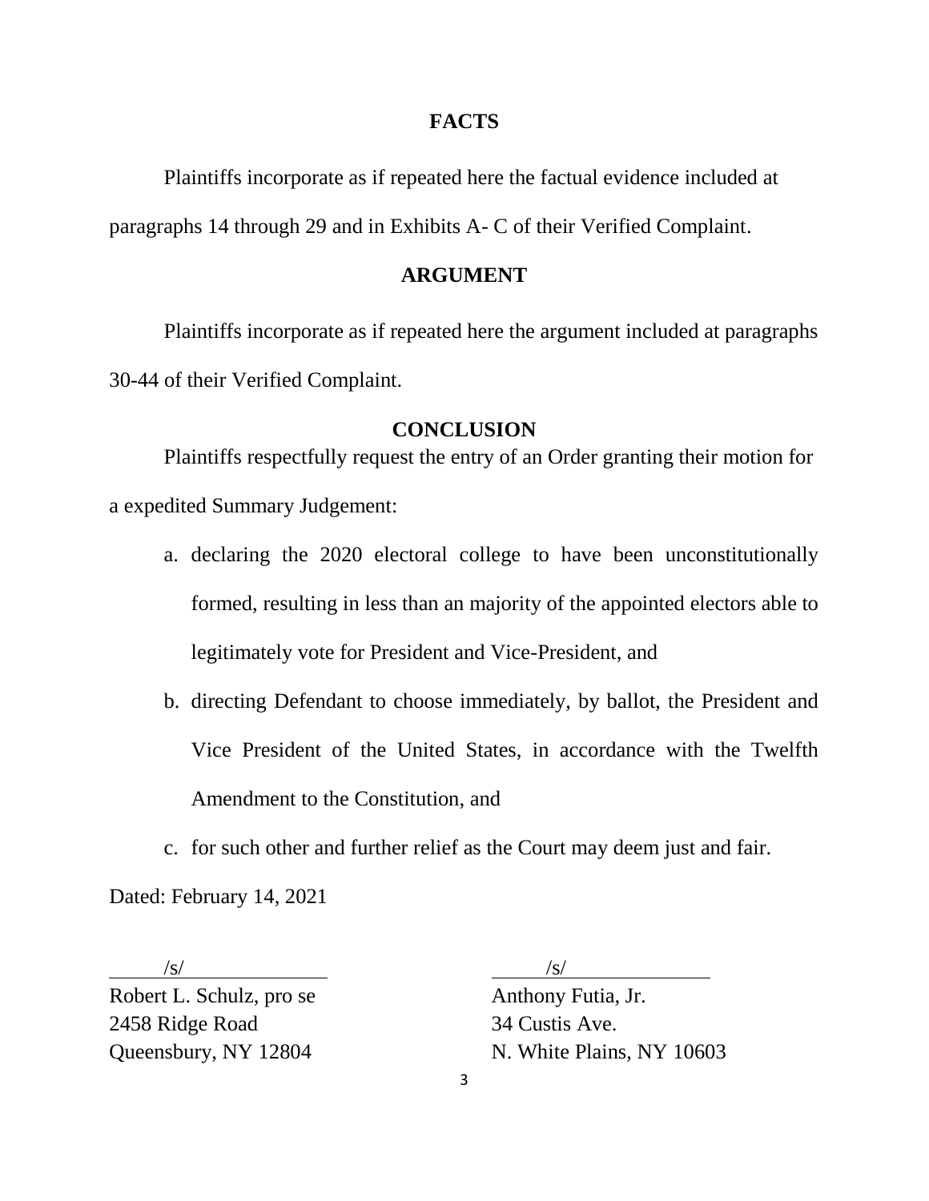## FACTS

Plaintiffs incorporate as if repeated here the factual evidence included at paragraphs 14 through 29 and in Exhibits A- C of their Verified Complaint.

## ARGUMENT

Plaintiffs incorporate as if repeated here the argument included at paragraphs 30-44 of their Verified Complaint.

## CONCLUSION

Plaintiffs respectfully request the entry of an Order granting their motion for a expedited Summary Judgement:

a. declaring the 2020 electoral college to have been unconstitutionally formed, resulting in less than an majority of the appointed electors able to legitimately vote for President and Vice-President, and

b. directing Defendant to choose immediately, by ballot, the President and Vice President of the United States, in accordance with the Twelfth Amendment to the Constitution, and

c. for such other and further relief as the Court may deem just and fair.

Dated: February 14, 2021

/s/
Robert L. Schulz, pro se
2458 Ridge Road
Queensbury, NY 12804

/s/
Anthony Futia, Jr.
34 Custis Ave.
N. White Plains, NY 10603